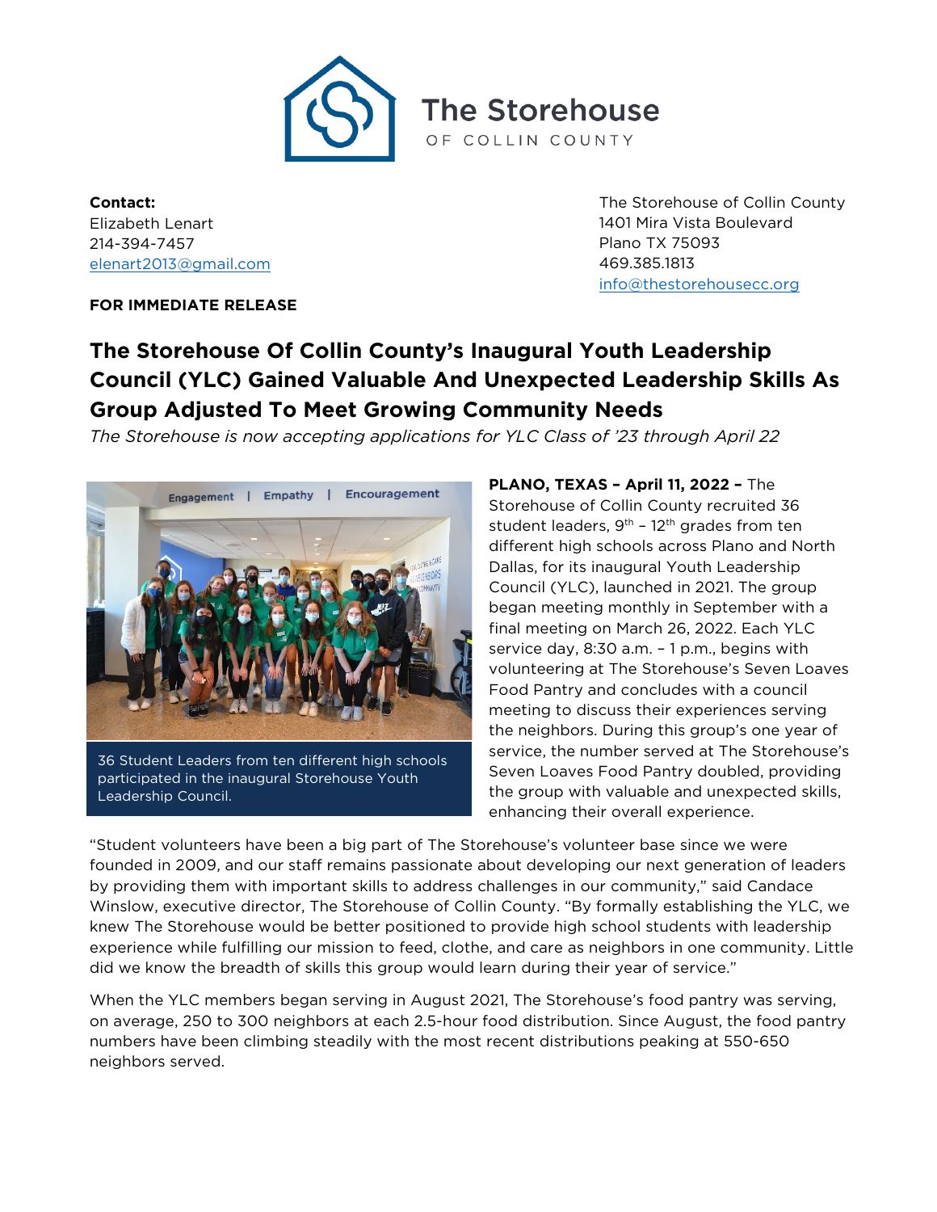The Storehouse
OF COLLIN COUNTY

**Contact:**
Elizabeth Lenart
214-394-7457
elenart2013@gmail.com

The Storehouse of Collin County
1401 Mira Vista Boulevard
Plano TX 75093
469.385.1813
info@thestorehousecc.org

**FOR IMMEDIATE RELEASE**

# The Storehouse Of Collin County's Inaugural Youth Leadership Council (YLC) Gained Valuable And Unexpected Leadership Skills As Group Adjusted To Meet Growing Community Needs

*The Storehouse is now accepting applications for YLC Class of '23 through April 22*

36 Student Leaders from ten different high schools participated in the inaugural Storehouse Youth Leadership Council.

**PLANO, TEXAS – April 11, 2022 –** The Storehouse of Collin County recruited 36 student leaders, 9th – 12th grades from ten different high schools across Plano and North Dallas, for its inaugural Youth Leadership Council (YLC), launched in 2021. The group began meeting monthly in September with a final meeting on March 26, 2022. Each YLC service day, 8:30 a.m. – 1 p.m., begins with volunteering at The Storehouse's Seven Loaves Food Pantry and concludes with a council meeting to discuss their experiences serving the neighbors. During this group's one year of service, the number served at The Storehouse's Seven Loaves Food Pantry doubled, providing the group with valuable and unexpected skills, enhancing their overall experience.

"Student volunteers have been a big part of The Storehouse's volunteer base since we were founded in 2009, and our staff remains passionate about developing our next generation of leaders by providing them with important skills to address challenges in our community," said Candace Winslow, executive director, The Storehouse of Collin County. "By formally establishing the YLC, we knew The Storehouse would be better positioned to provide high school students with leadership experience while fulfilling our mission to feed, clothe, and care as neighbors in one community. Little did we know the breadth of skills this group would learn during their year of service."

When the YLC members began serving in August 2021, The Storehouse's food pantry was serving, on average, 250 to 300 neighbors at each 2.5-hour food distribution. Since August, the food pantry numbers have been climbing steadily with the most recent distributions peaking at 550-650 neighbors served.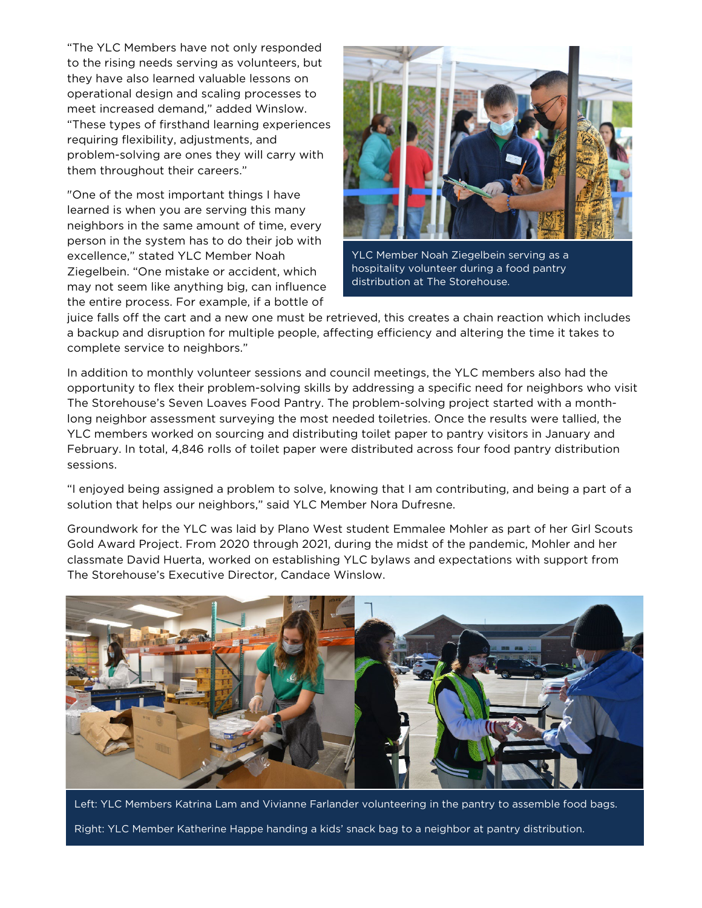"The YLC Members have not only responded to the rising needs serving as volunteers, but they have also learned valuable lessons on operational design and scaling processes to meet increased demand," added Winslow. "These types of firsthand learning experiences requiring flexibility, adjustments, and problem-solving are ones they will carry with them throughout their careers."

"One of the most important things I have learned is when you are serving this many neighbors in the same amount of time, every person in the system has to do their job with excellence," stated YLC Member Noah Ziegelbein. "One mistake or accident, which may not seem like anything big, can influence the entire process. For example, if a bottle of juice falls off the cart and a new one must be retrieved, this creates a chain reaction which includes a backup and disruption for multiple people, affecting efficiency and altering the time it takes to complete service to neighbors."

YLC Member Noah Ziegelbein serving as a hospitality volunteer during a food pantry distribution at The Storehouse.

In addition to monthly volunteer sessions and council meetings, the YLC members also had the opportunity to flex their problem-solving skills by addressing a specific need for neighbors who visit The Storehouse's Seven Loaves Food Pantry. The problem-solving project started with a month-long neighbor assessment surveying the most needed toiletries. Once the results were tallied, the YLC members worked on sourcing and distributing toilet paper to pantry visitors in January and February. In total, 4,846 rolls of toilet paper were distributed across four food pantry distribution sessions.

"I enjoyed being assigned a problem to solve, knowing that I am contributing, and being a part of a solution that helps our neighbors," said YLC Member Nora Dufresne.

Groundwork for the YLC was laid by Plano West student Emmalee Mohler as part of her Girl Scouts Gold Award Project. From 2020 through 2021, during the midst of the pandemic, Mohler and her classmate David Huerta, worked on establishing YLC bylaws and expectations with support from The Storehouse's Executive Director, Candace Winslow.

Left: YLC Members Katrina Lam and Vivianne Farlander volunteering in the pantry to assemble food bags.

Right: YLC Member Katherine Happe handing a kids' snack bag to a neighbor at pantry distribution.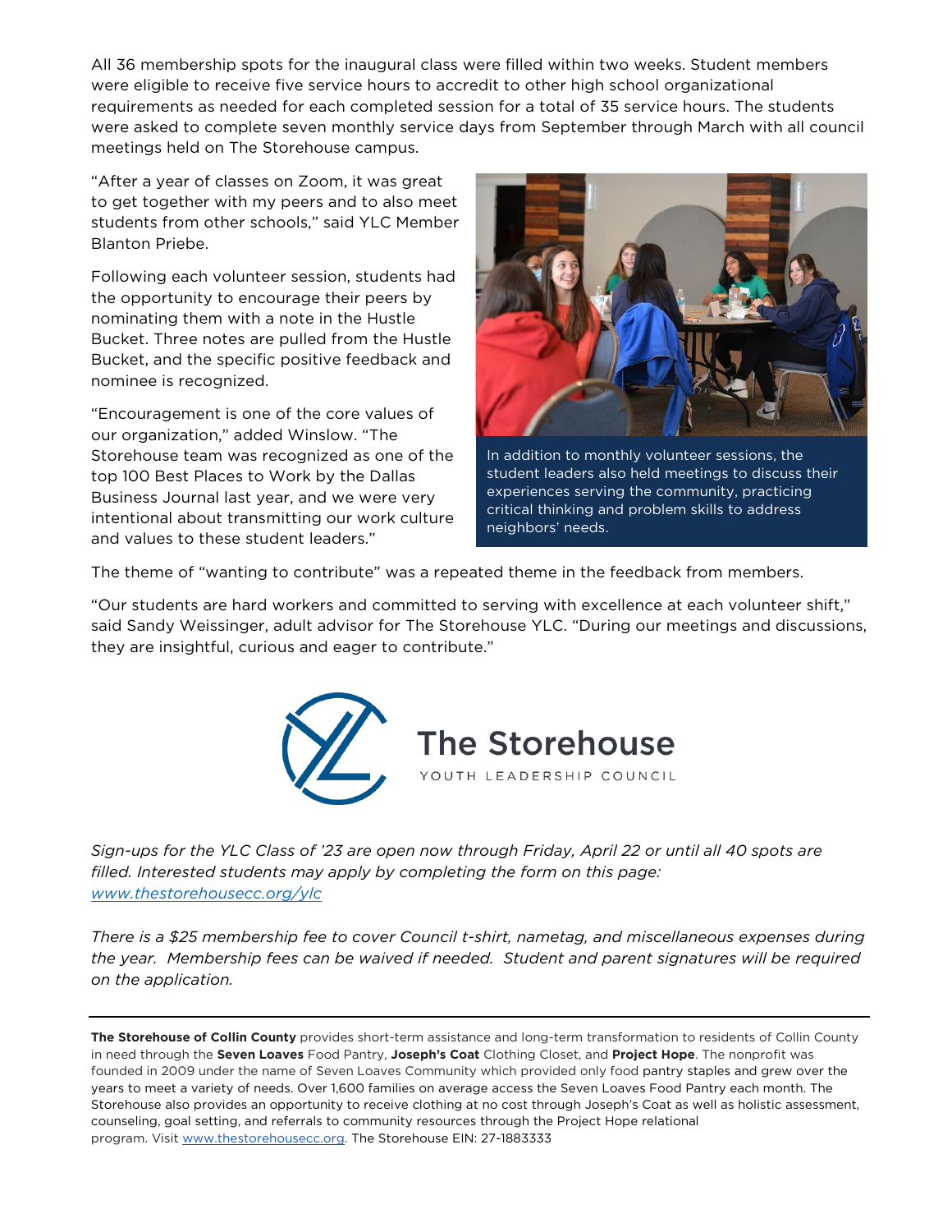All 36 membership spots for the inaugural class were filled within two weeks. Student members were eligible to receive five service hours to accredit to other high school organizational requirements as needed for each completed session for a total of 35 service hours. The students were asked to complete seven monthly service days from September through March with all council meetings held on The Storehouse campus.

"After a year of classes on Zoom, it was great to get together with my peers and to also meet students from other schools," said YLC Member Blanton Priebe.

Following each volunteer session, students had the opportunity to encourage their peers by nominating them with a note in the Hustle Bucket. Three notes are pulled from the Hustle Bucket, and the specific positive feedback and nominee is recognized.

"Encouragement is one of the core values of our organization," added Winslow. "The Storehouse team was recognized as one of the top 100 Best Places to Work by the Dallas Business Journal last year, and we were very intentional about transmitting our work culture and values to these student leaders."

In addition to monthly volunteer sessions, the student leaders also held meetings to discuss their experiences serving the community, practicing critical thinking and problem skills to address neighbors' needs.

The theme of "wanting to contribute" was a repeated theme in the feedback from members.

"Our students are hard workers and committed to serving with excellence at each volunteer shift," said Sandy Weissinger, adult advisor for The Storehouse YLC. "During our meetings and discussions, they are insightful, curious and eager to contribute."

The Storehouse
YOUTH LEADERSHIP COUNCIL

*Sign-ups for the YLC Class of '23 are open now through Friday, April 22 or until all 40 spots are filled. Interested students may apply by completing the form on this page: [www.thestorehousecc.org/ylc](http://www.thestorehousecc.org/ylc)*

*There is a $25 membership fee to cover Council t-shirt, nametag, and miscellaneous expenses during the year. Membership fees can be waived if needed. Student and parent signatures will be required on the application.*

---

**The Storehouse of Collin County** provides short-term assistance and long-term transformation to residents of Collin County in need through the **Seven Loaves** Food Pantry, **Joseph's Coat** Clothing Closet, and **Project Hope**. The nonprofit was founded in 2009 under the name of Seven Loaves Community which provided only food pantry staples and grew over the years to meet a variety of needs. Over 1,600 families on average access the Seven Loaves Food Pantry each month. The Storehouse also provides an opportunity to receive clothing at no cost through Joseph's Coat as well as holistic assessment, counseling, goal setting, and referrals to community resources through the Project Hope relational program. Visit [www.thestorehousecc.org](http://www.thestorehousecc.org). The Storehouse EIN: 27-1883333